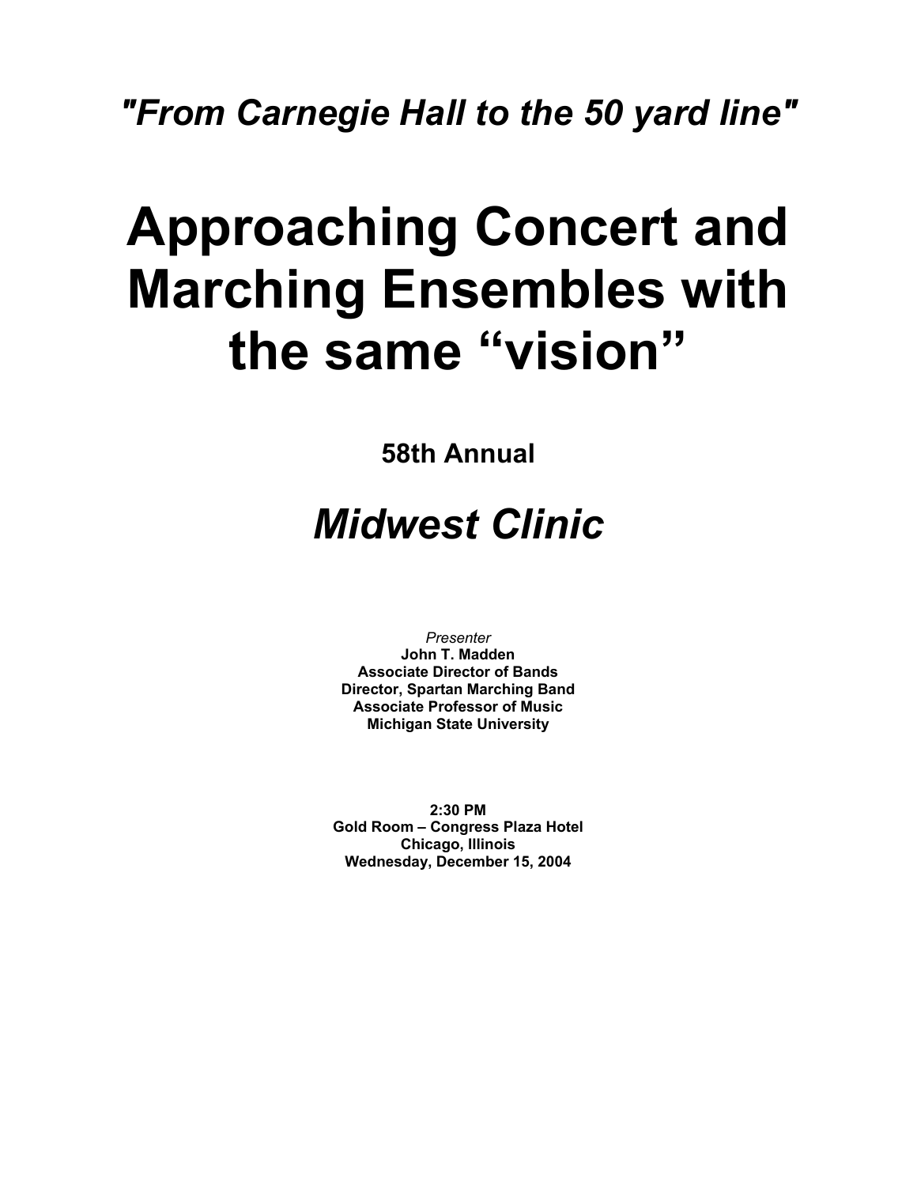*"From Carnegie Hall to the 50 yard line"*

# Approaching Concert and Marching Ensembles with the same "vision"

**58th Annual**

## *Midwest Clinic*

*Presenter*
**John T. Madden**
**Associate Director of Bands**
**Director, Spartan Marching Band**
**Associate Professor of Music**
**Michigan State University**

**2:30 PM**
**Gold Room – Congress Plaza Hotel**
**Chicago, Illinois**
**Wednesday, December 15, 2004**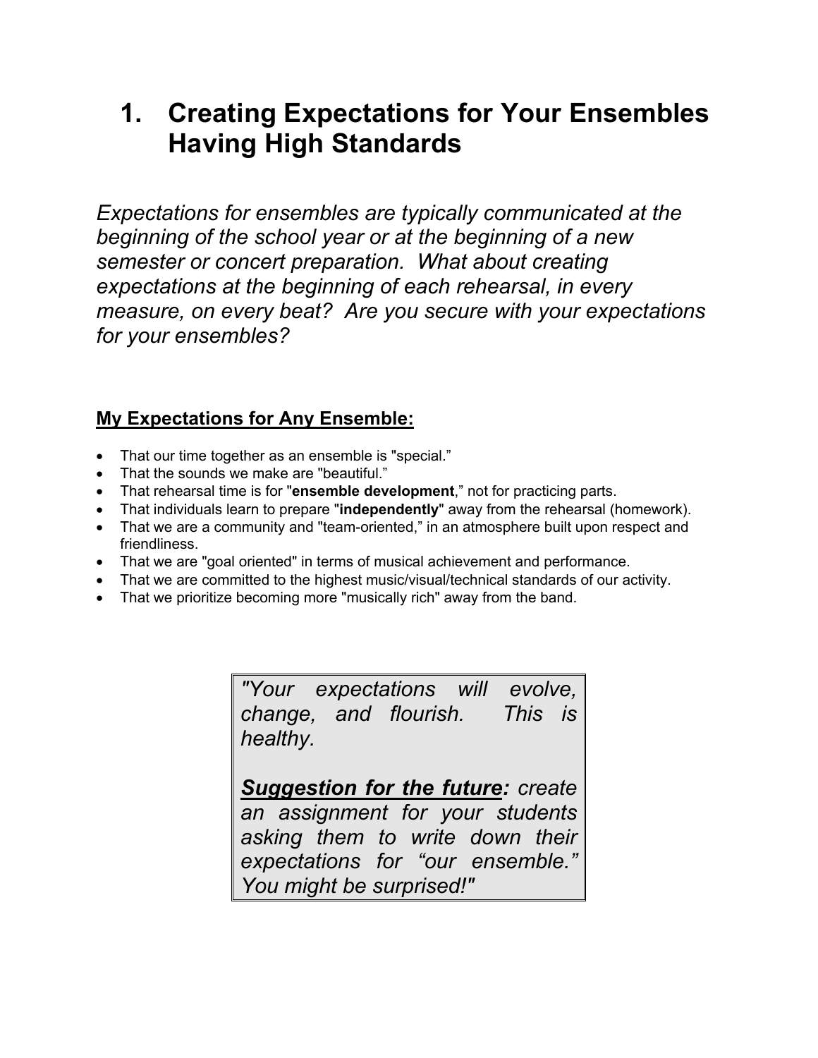# 1. Creating Expectations for Your Ensembles Having High Standards

*Expectations for ensembles are typically communicated at the beginning of the school year or at the beginning of a new semester or concert preparation. What about creating expectations at the beginning of each rehearsal, in every measure, on every beat? Are you secure with your expectations for your ensembles?*

**<u>My Expectations for Any Ensemble:</u>**

- That our time together as an ensemble is "special."
- That the sounds we make are "beautiful."
- That rehearsal time is for "**ensemble development**," not for practicing parts.
- That individuals learn to prepare "**independently**" away from the rehearsal (homework).
- That we are a community and "team-oriented," in an atmosphere built upon respect and friendliness.
- That we are "goal oriented" in terms of musical achievement and performance.
- That we are committed to the highest music/visual/technical standards of our activity.
- That we prioritize becoming more "musically rich" away from the band.

> *"Your expectations will evolve, change, and flourish. This is healthy.*
>
> ***<u>Suggestion for the future</u>:** create an assignment for your students asking them to write down their expectations for "our ensemble." You might be surprised!"*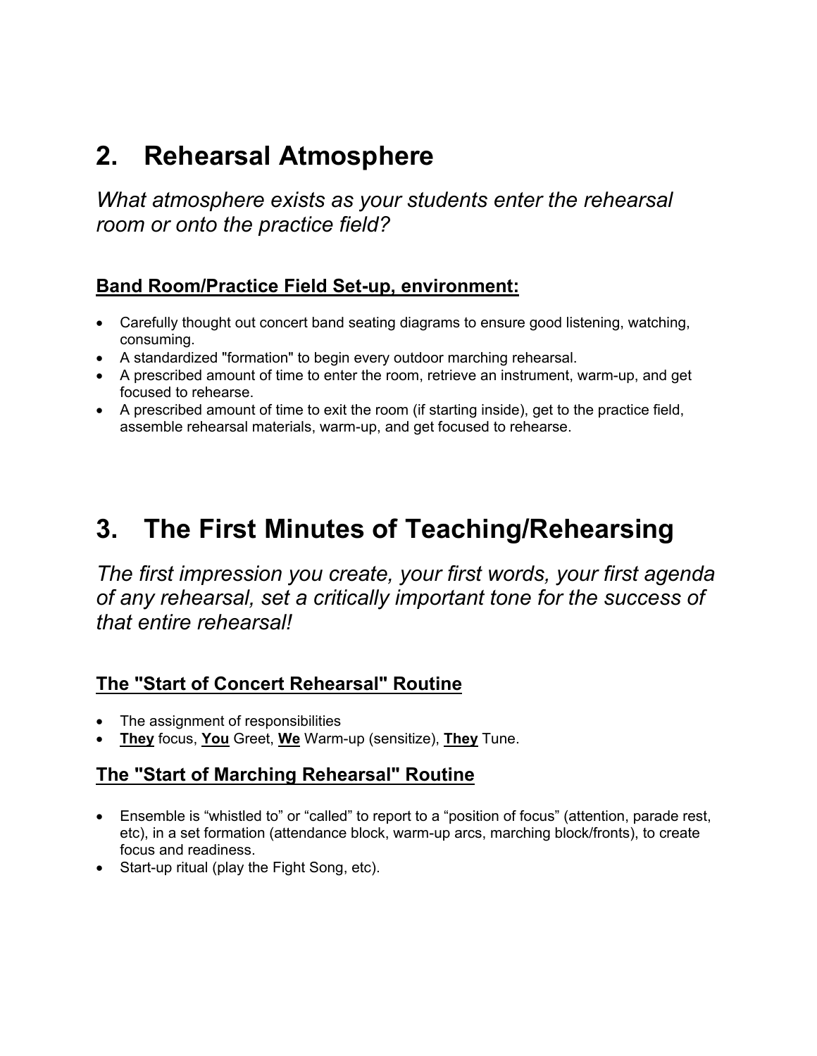## 2. Rehearsal Atmosphere

*What atmosphere exists as your students enter the rehearsal room or onto the practice field?*

### Band Room/Practice Field Set-up, environment:

- Carefully thought out concert band seating diagrams to ensure good listening, watching, consuming.
- A standardized "formation" to begin every outdoor marching rehearsal.
- A prescribed amount of time to enter the room, retrieve an instrument, warm-up, and get focused to rehearse.
- A prescribed amount of time to exit the room (if starting inside), get to the practice field, assemble rehearsal materials, warm-up, and get focused to rehearse.

## 3. The First Minutes of Teaching/Rehearsing

*The first impression you create, your first words, your first agenda of any rehearsal, set a critically important tone for the success of that entire rehearsal!*

### The "Start of Concert Rehearsal" Routine

- The assignment of responsibilities
- **They** focus, **You** Greet, **We** Warm-up (sensitize), **They** Tune.

### The "Start of Marching Rehearsal" Routine

- Ensemble is "whistled to" or "called" to report to a "position of focus" (attention, parade rest, etc), in a set formation (attendance block, warm-up arcs, marching block/fronts), to create focus and readiness.
- Start-up ritual (play the Fight Song, etc).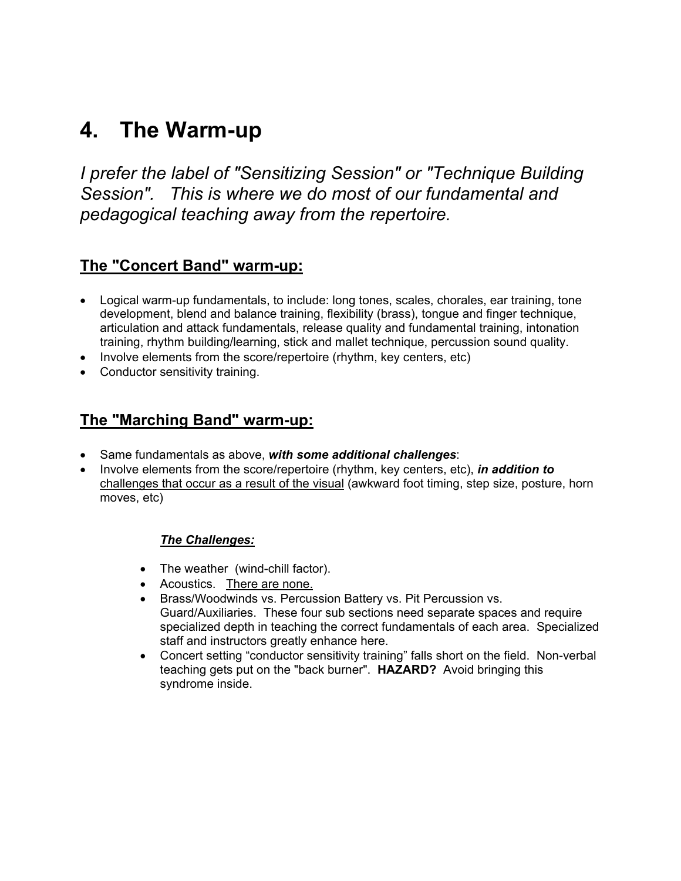# 4. The Warm-up

*I prefer the label of "Sensitizing Session" or "Technique Building Session". This is where we do most of our fundamental and pedagogical teaching away from the repertoire.*

## <u>The "Concert Band" warm-up:</u>

- Logical warm-up fundamentals, to include: long tones, scales, chorales, ear training, tone development, blend and balance training, flexibility (brass), tongue and finger technique, articulation and attack fundamentals, release quality and fundamental training, intonation training, rhythm building/learning, stick and mallet technique, percussion sound quality.
- Involve elements from the score/repertoire (rhythm, key centers, etc)
- Conductor sensitivity training.

## <u>The "Marching Band" warm-up:</u>

- Same fundamentals as above, ***with some additional challenges***:
- Involve elements from the score/repertoire (rhythm, key centers, etc), ***in addition to*** <u>challenges that occur as a result of the visual</u> (awkward foot timing, step size, posture, horn moves, etc)

### ***<u>The Challenges:</u>***

- The weather (wind-chill factor).
- Acoustics. <u>There are none.</u>
- Brass/Woodwinds vs. Percussion Battery vs. Pit Percussion vs. Guard/Auxiliaries. These four sub sections need separate spaces and require specialized depth in teaching the correct fundamentals of each area. Specialized staff and instructors greatly enhance here.
- Concert setting "conductor sensitivity training" falls short on the field. Non-verbal teaching gets put on the "back burner". **HAZARD?** Avoid bringing this syndrome inside.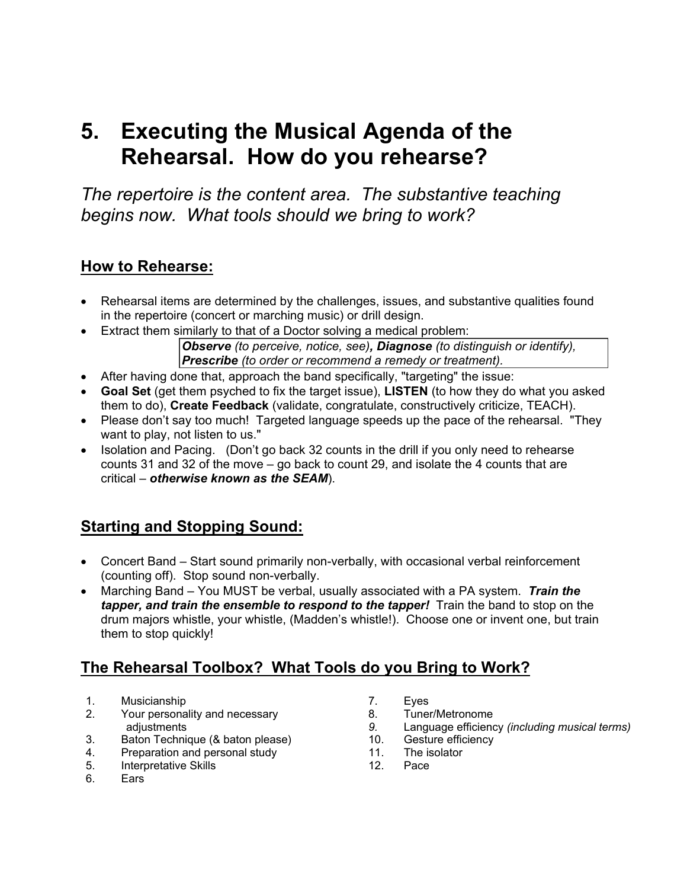# 5. Executing the Musical Agenda of the Rehearsal. How do you rehearse?

*The repertoire is the content area. The substantive teaching begins now. What tools should we bring to work?*

## How to Rehearse:

- Rehearsal items are determined by the challenges, issues, and substantive qualities found in the repertoire (concert or marching music) or drill design.
- Extract them similarly to that of a Doctor solving a medical problem:

  > ***Observe*** *(to perceive, notice, see)****, Diagnose*** *(to distinguish or identify),* ***Prescribe*** *(to order or recommend a remedy or treatment).*

- After having done that, approach the band specifically, "targeting" the issue:
- **Goal Set** (get them psyched to fix the target issue), **LISTEN** (to how they do what you asked them to do), **Create Feedback** (validate, congratulate, constructively criticize, TEACH).
- Please don't say too much! Targeted language speeds up the pace of the rehearsal. "They want to play, not listen to us."
- Isolation and Pacing. (Don't go back 32 counts in the drill if you only need to rehearse counts 31 and 32 of the move – go back to count 29, and isolate the 4 counts that are critical – ***otherwise known as the SEAM***).

## Starting and Stopping Sound:

- Concert Band – Start sound primarily non-verbally, with occasional verbal reinforcement (counting off). Stop sound non-verbally.
- Marching Band – You MUST be verbal, usually associated with a PA system. ***Train the tapper, and train the ensemble to respond to the tapper!*** Train the band to stop on the drum majors whistle, your whistle, (Madden's whistle!). Choose one or invent one, but train them to stop quickly!

## The Rehearsal Toolbox? What Tools do you Bring to Work?

1. Musicianship
2. Your personality and necessary adjustments
3. Baton Technique (& baton please)
4. Preparation and personal study
5. Interpretative Skills
6. Ears
7. Eyes
8. Tuner/Metronome
9. Language efficiency *(including musical terms)*
10. Gesture efficiency
11. The isolator
12. Pace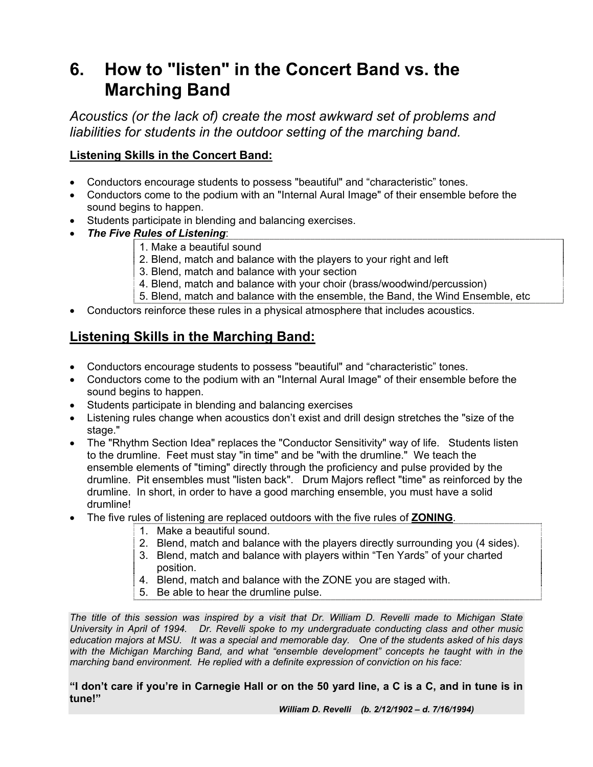# 6. How to "listen" in the Concert Band vs. the Marching Band

*Acoustics (or the lack of) create the most awkward set of problems and liabilities for students in the outdoor setting of the marching band.*

**Listening Skills in the Concert Band:**

- Conductors encourage students to possess "beautiful" and "characteristic" tones.
- Conductors come to the podium with an "Internal Aural Image" of their ensemble before the sound begins to happen.
- Students participate in blending and balancing exercises.
- ***The Five Rules of Listening***:

  1. Make a beautiful sound
  2. Blend, match and balance with the players to your right and left
  3. Blend, match and balance with your section
  4. Blend, match and balance with your choir (brass/woodwind/percussion)
  5. Blend, match and balance with the ensemble, the Band, the Wind Ensemble, etc

- Conductors reinforce these rules in a physical atmosphere that includes acoustics.

## Listening Skills in the Marching Band:

- Conductors encourage students to possess "beautiful" and "characteristic" tones.
- Conductors come to the podium with an "Internal Aural Image" of their ensemble before the sound begins to happen.
- Students participate in blending and balancing exercises
- Listening rules change when acoustics don't exist and drill design stretches the "size of the stage."
- The "Rhythm Section Idea" replaces the "Conductor Sensitivity" way of life. Students listen to the drumline. Feet must stay "in time" and be "with the drumline." We teach the ensemble elements of "timing" directly through the proficiency and pulse provided by the drumline. Pit ensembles must "listen back". Drum Majors reflect "time" as reinforced by the drumline. In short, in order to have a good marching ensemble, you must have a solid drumline!
- The five rules of listening are replaced outdoors with the five rules of **ZONING**.

  1. Make a beautiful sound.
  2. Blend, match and balance with the players directly surrounding you (4 sides).
  3. Blend, match and balance with players within "Ten Yards" of your charted position.
  4. Blend, match and balance with the ZONE you are staged with.
  5. Be able to hear the drumline pulse.

*The title of this session was inspired by a visit that Dr. William D. Revelli made to Michigan State University in April of 1994. Dr. Revelli spoke to my undergraduate conducting class and other music education majors at MSU. It was a special and memorable day. One of the students asked of his days with the Michigan Marching Band, and what "ensemble development" concepts he taught with in the marching band environment. He replied with a definite expression of conviction on his face:*

**"I don't care if you're in Carnegie Hall or on the 50 yard line, a C is a C, and in tune is in tune!"**

***William D. Revelli (b. 2/12/1902 – d. 7/16/1994)***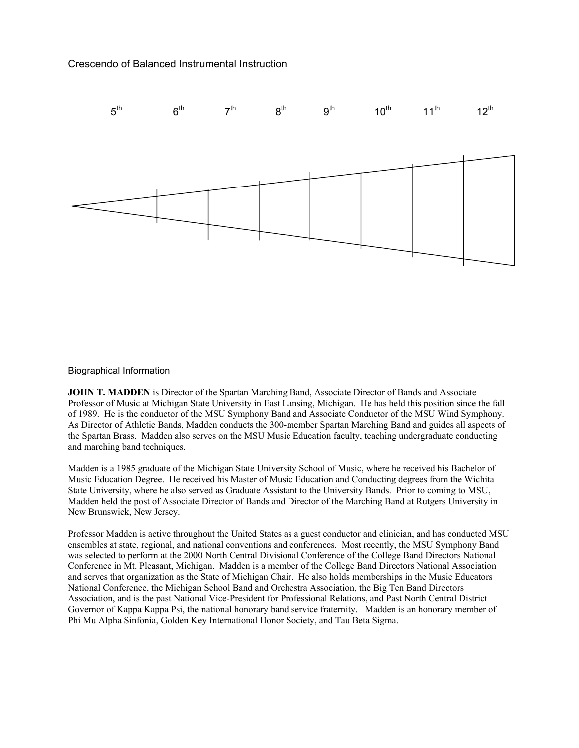Crescendo of Balanced Instrumental Instruction

5th 6th 7th 8th 9th 10th 11th 12th

Biographical Information

**JOHN T. MADDEN** is Director of the Spartan Marching Band, Associate Director of Bands and Associate Professor of Music at Michigan State University in East Lansing, Michigan. He has held this position since the fall of 1989. He is the conductor of the MSU Symphony Band and Associate Conductor of the MSU Wind Symphony. As Director of Athletic Bands, Madden conducts the 300-member Spartan Marching Band and guides all aspects of the Spartan Brass. Madden also serves on the MSU Music Education faculty, teaching undergraduate conducting and marching band techniques.

Madden is a 1985 graduate of the Michigan State University School of Music, where he received his Bachelor of Music Education Degree. He received his Master of Music Education and Conducting degrees from the Wichita State University, where he also served as Graduate Assistant to the University Bands. Prior to coming to MSU, Madden held the post of Associate Director of Bands and Director of the Marching Band at Rutgers University in New Brunswick, New Jersey.

Professor Madden is active throughout the United States as a guest conductor and clinician, and has conducted MSU ensembles at state, regional, and national conventions and conferences. Most recently, the MSU Symphony Band was selected to perform at the 2000 North Central Divisional Conference of the College Band Directors National Conference in Mt. Pleasant, Michigan. Madden is a member of the College Band Directors National Association and serves that organization as the State of Michigan Chair. He also holds memberships in the Music Educators National Conference, the Michigan School Band and Orchestra Association, the Big Ten Band Directors Association, and is the past National Vice-President for Professional Relations, and Past North Central District Governor of Kappa Kappa Psi, the national honorary band service fraternity. Madden is an honorary member of Phi Mu Alpha Sinfonia, Golden Key International Honor Society, and Tau Beta Sigma.